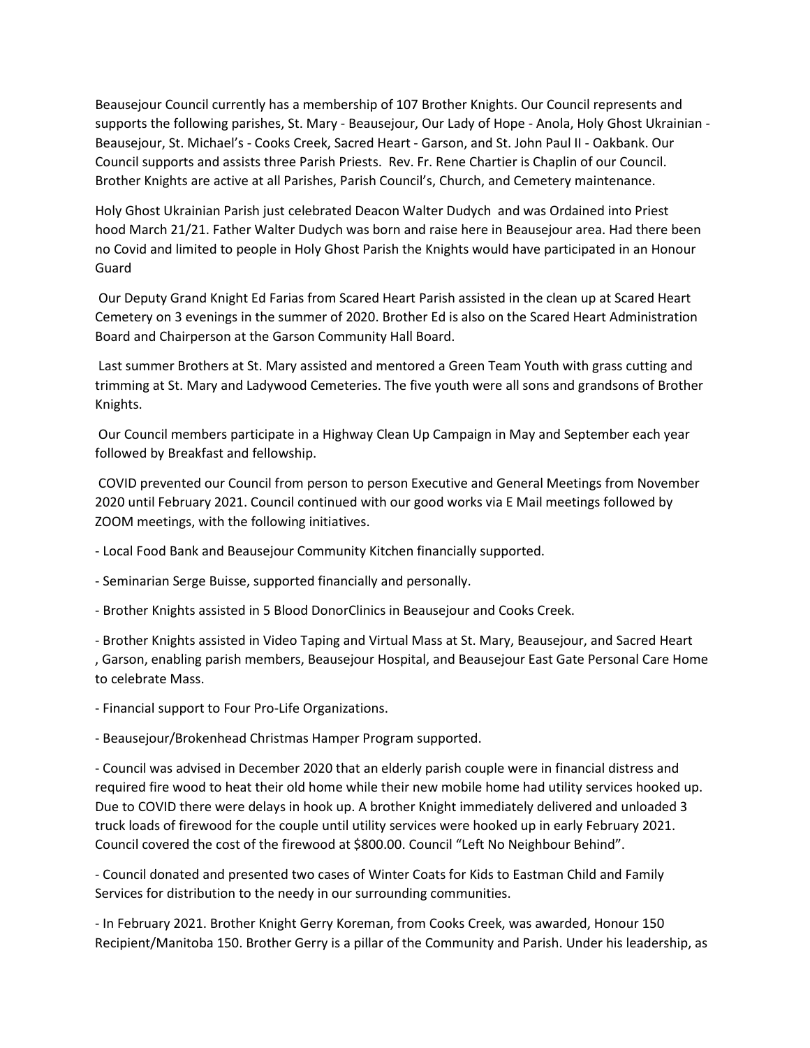Beausejour Council currently has a membership of 107 Brother Knights. Our Council represents and supports the following parishes, St. Mary - Beausejour, Our Lady of Hope - Anola, Holy Ghost Ukrainian - Beausejour, St. Michael's - Cooks Creek, Sacred Heart - Garson, and St. John Paul II - Oakbank. Our Council supports and assists three Parish Priests. Rev. Fr. Rene Chartier is Chaplin of our Council. Brother Knights are active at all Parishes, Parish Council's, Church, and Cemetery maintenance.

Holy Ghost Ukrainian Parish just celebrated Deacon Walter Dudych and was Ordained into Priest hood March 21/21. Father Walter Dudych was born and raise here in Beausejour area. Had there been no Covid and limited to people in Holy Ghost Parish the Knights would have participated in an Honour Guard

Our Deputy Grand Knight Ed Farias from Scared Heart Parish assisted in the clean up at Scared Heart Cemetery on 3 evenings in the summer of 2020. Brother Ed is also on the Scared Heart Administration Board and Chairperson at the Garson Community Hall Board.

Last summer Brothers at St. Mary assisted and mentored a Green Team Youth with grass cutting and trimming at St. Mary and Ladywood Cemeteries. The five youth were all sons and grandsons of Brother Knights.

Our Council members participate in a Highway Clean Up Campaign in May and September each year followed by Breakfast and fellowship.

COVID prevented our Council from person to person Executive and General Meetings from November 2020 until February 2021. Council continued with our good works via E Mail meetings followed by ZOOM meetings, with the following initiatives.

- Local Food Bank and Beausejour Community Kitchen financially supported.

- Seminarian Serge Buisse, supported financially and personally.

- Brother Knights assisted in 5 Blood DonorClinics in Beausejour and Cooks Creek.

- Brother Knights assisted in Video Taping and Virtual Mass at St. Mary, Beausejour, and Sacred Heart , Garson, enabling parish members, Beausejour Hospital, and Beausejour East Gate Personal Care Home to celebrate Mass.

- Financial support to Four Pro-Life Organizations.

- Beausejour/Brokenhead Christmas Hamper Program supported.

- Council was advised in December 2020 that an elderly parish couple were in financial distress and required fire wood to heat their old home while their new mobile home had utility services hooked up. Due to COVID there were delays in hook up. A brother Knight immediately delivered and unloaded 3 truck loads of firewood for the couple until utility services were hooked up in early February 2021. Council covered the cost of the firewood at $800.00. Council "Left No Neighbour Behind".

- Council donated and presented two cases of Winter Coats for Kids to Eastman Child and Family Services for distribution to the needy in our surrounding communities.

- In February 2021. Brother Knight Gerry Koreman, from Cooks Creek, was awarded, Honour 150 Recipient/Manitoba 150. Brother Gerry is a pillar of the Community and Parish. Under his leadership, as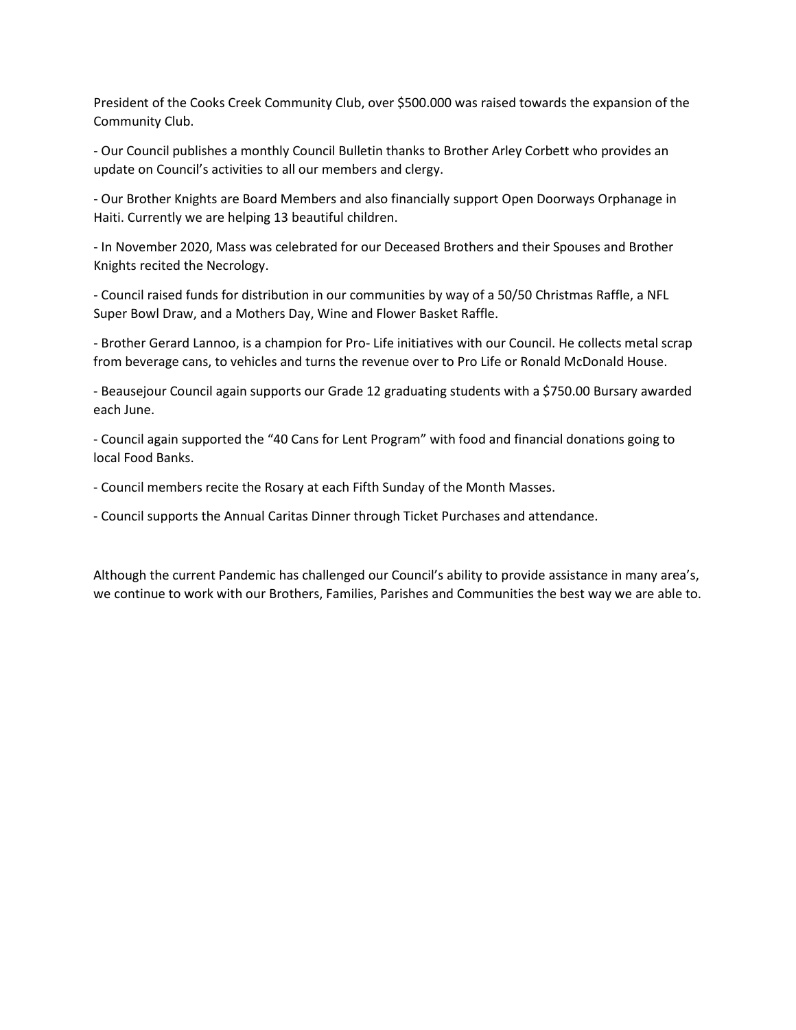President of the Cooks Creek Community Club, over $500.000 was raised towards the expansion of the Community Club.

- Our Council publishes a monthly Council Bulletin thanks to Brother Arley Corbett who provides an update on Council's activities to all our members and clergy.

- Our Brother Knights are Board Members and also financially support Open Doorways Orphanage in Haiti. Currently we are helping 13 beautiful children.

- In November 2020, Mass was celebrated for our Deceased Brothers and their Spouses and Brother Knights recited the Necrology.

- Council raised funds for distribution in our communities by way of a 50/50 Christmas Raffle, a NFL Super Bowl Draw, and a Mothers Day, Wine and Flower Basket Raffle.

- Brother Gerard Lannoo, is a champion for Pro- Life initiatives with our Council. He collects metal scrap from beverage cans, to vehicles and turns the revenue over to Pro Life or Ronald McDonald House.

- Beausejour Council again supports our Grade 12 graduating students with a $750.00 Bursary awarded each June.

- Council again supported the "40 Cans for Lent Program" with food and financial donations going to local Food Banks.

- Council members recite the Rosary at each Fifth Sunday of the Month Masses.

- Council supports the Annual Caritas Dinner through Ticket Purchases and attendance.

Although the current Pandemic has challenged our Council's ability to provide assistance in many area's, we continue to work with our Brothers, Families, Parishes and Communities the best way we are able to.